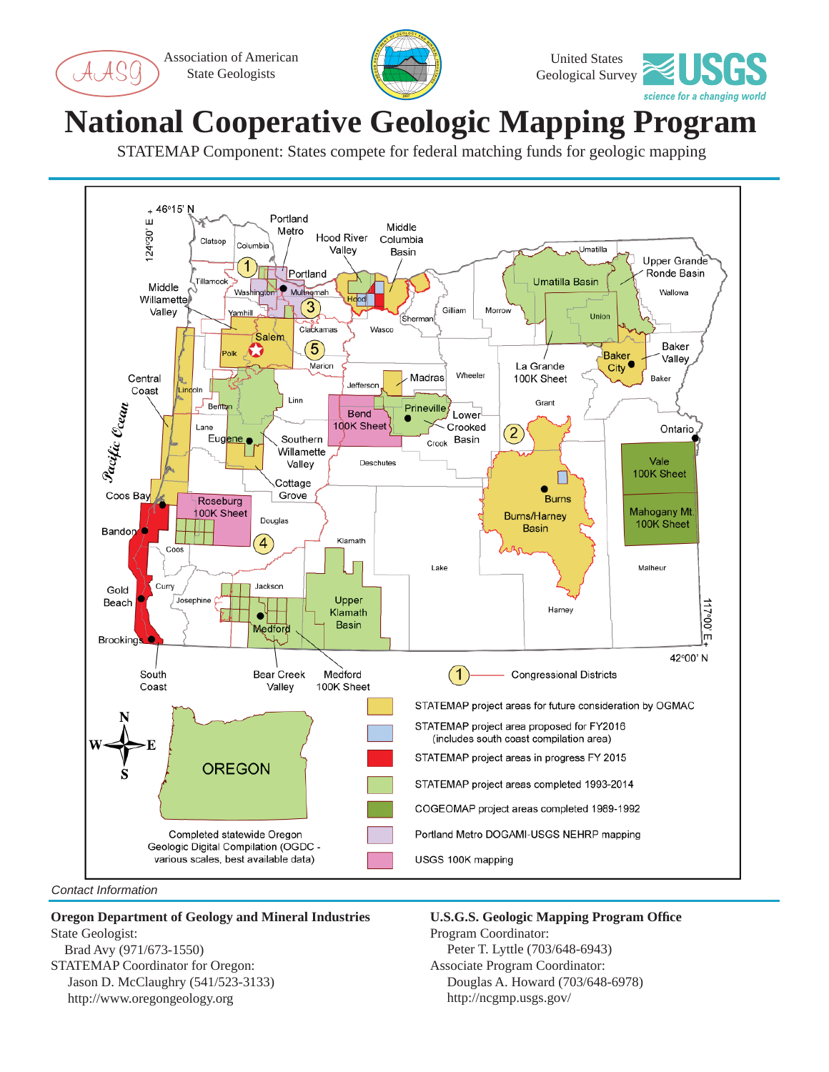Association of American State Geologists

United States Geological Survey — USGS science for a changing world

# National Cooperative Geologic Mapping Program

STATEMAP Component: States compete for federal matching funds for geologic mapping

Legend:

- Congressional Districts
- STATEMAP project areas for future consideration by OGMAC
- STATEMAP project area proposed for FY2016 (includes south coast compilation area)
- STATEMAP project areas in progress FY 2015
- STATEMAP project areas completed 1993-2014
- COGEOMAP project areas completed 1989-1992
- Portland Metro DOGAMI-USGS NEHRP mapping
- USGS 100K mapping

Completed statewide Oregon Geologic Digital Compilation (OGDC - various scales, best available data)

*Contact Information*

**Oregon Department of Geology and Mineral Industries**
State Geologist:
Brad Avy (971/673-1550)
STATEMAP Coordinator for Oregon:
Jason D. McClaughry (541/523-3133)
http://www.oregongeology.org

**U.S.G.S. Geologic Mapping Program Office**
Program Coordinator:
Peter T. Lyttle (703/648-6943)
Associate Program Coordinator:
Douglas A. Howard (703/648-6978)
http://ncgmp.usgs.gov/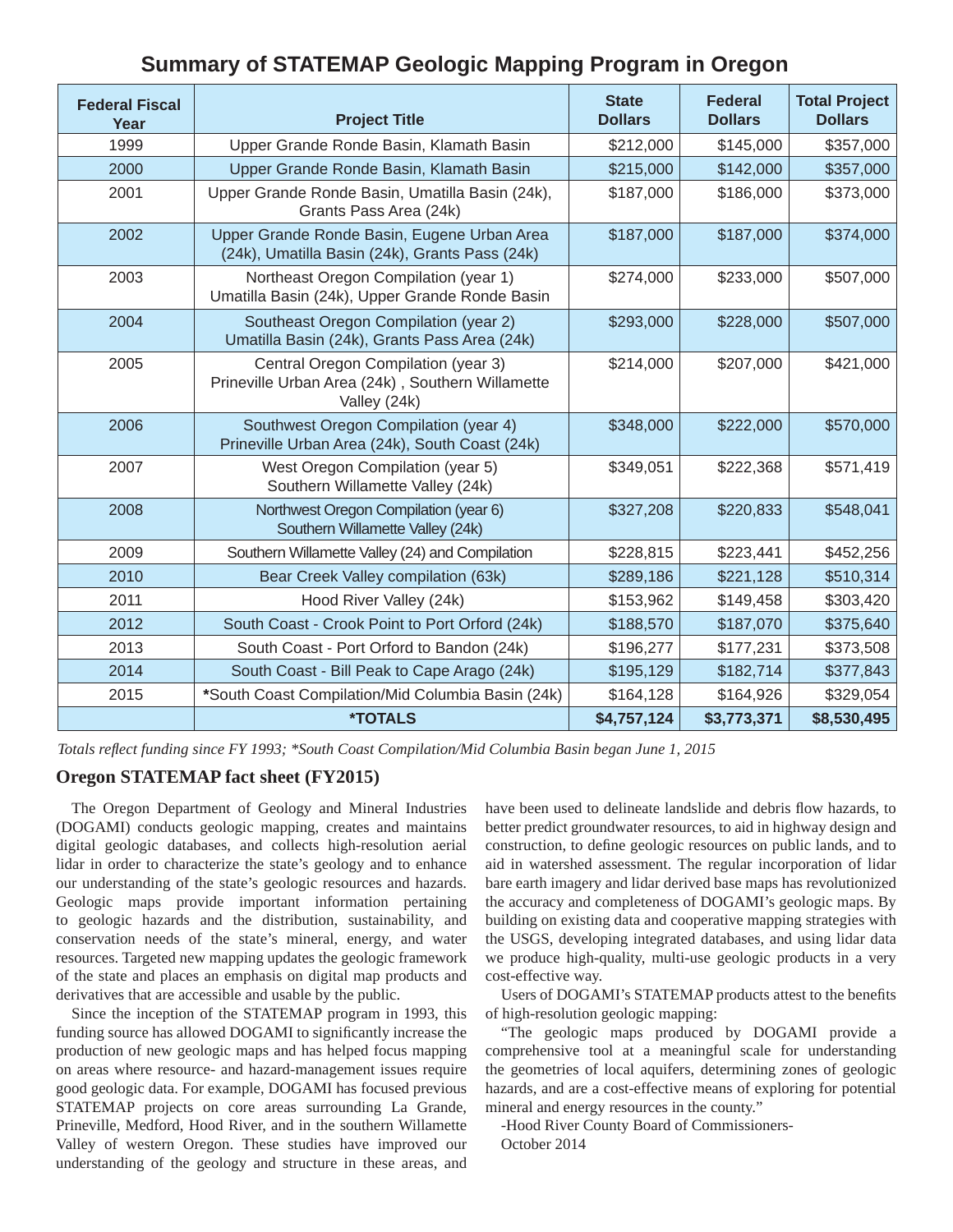## Summary of STATEMAP Geologic Mapping Program in Oregon

| Federal Fiscal Year | Project Title | State Dollars | Federal Dollars | Total Project Dollars |
|---|---|---|---|---|
| 1999 | Upper Grande Ronde Basin, Klamath Basin | $212,000 | $145,000 | $357,000 |
| 2000 | Upper Grande Ronde Basin, Klamath Basin | $215,000 | $142,000 | $357,000 |
| 2001 | Upper Grande Ronde Basin, Umatilla Basin (24k), Grants Pass Area (24k) | $187,000 | $186,000 | $373,000 |
| 2002 | Upper Grande Ronde Basin, Eugene Urban Area (24k), Umatilla Basin (24k), Grants Pass (24k) | $187,000 | $187,000 | $374,000 |
| 2003 | Northeast Oregon Compilation (year 1) Umatilla Basin (24k), Upper Grande Ronde Basin | $274,000 | $233,000 | $507,000 |
| 2004 | Southeast Oregon Compilation (year 2) Umatilla Basin (24k), Grants Pass Area (24k) | $293,000 | $228,000 | $507,000 |
| 2005 | Central Oregon Compilation (year 3) Prineville Urban Area (24k) , Southern Willamette Valley (24k) | $214,000 | $207,000 | $421,000 |
| 2006 | Southwest Oregon Compilation (year 4) Prineville Urban Area (24k), South Coast (24k) | $348,000 | $222,000 | $570,000 |
| 2007 | West Oregon Compilation (year 5) Southern Willamette Valley (24k) | $349,051 | $222,368 | $571,419 |
| 2008 | Northwest Oregon Compilation (year 6) Southern Willamette Valley (24k) | $327,208 | $220,833 | $548,041 |
| 2009 | Southern Willamette Valley (24) and Compilation | $228,815 | $223,441 | $452,256 |
| 2010 | Bear Creek Valley compilation (63k) | $289,186 | $221,128 | $510,314 |
| 2011 | Hood River Valley (24k) | $153,962 | $149,458 | $303,420 |
| 2012 | South Coast - Crook Point to Port Orford (24k) | $188,570 | $187,070 | $375,640 |
| 2013 | South Coast - Port Orford to Bandon (24k) | $196,277 | $177,231 | $373,508 |
| 2014 | South Coast - Bill Peak to Cape Arago (24k) | $195,129 | $182,714 | $377,843 |
| 2015 | *South Coast Compilation/Mid Columbia Basin (24k) | $164,128 | $164,926 | $329,054 |
| | **\*TOTALS** | **$4,757,124** | **$3,773,371** | **$8,530,495** |

*Totals reflect funding since FY 1993; \*South Coast Compilation/Mid Columbia Basin began June 1, 2015*

### Oregon STATEMAP fact sheet (FY2015)

The Oregon Department of Geology and Mineral Industries (DOGAMI) conducts geologic mapping, creates and maintains digital geologic databases, and collects high-resolution aerial lidar in order to characterize the state's geology and to enhance our understanding of the state's geologic resources and hazards. Geologic maps provide important information pertaining to geologic hazards and the distribution, sustainability, and conservation needs of the state's mineral, energy, and water resources. Targeted new mapping updates the geologic framework of the state and places an emphasis on digital map products and derivatives that are accessible and usable by the public.

Since the inception of the STATEMAP program in 1993, this funding source has allowed DOGAMI to significantly increase the production of new geologic maps and has helped focus mapping on areas where resource- and hazard-management issues require good geologic data. For example, DOGAMI has focused previous STATEMAP projects on core areas surrounding La Grande, Prineville, Medford, Hood River, and in the southern Willamette Valley of western Oregon. These studies have improved our understanding of the geology and structure in these areas, and have been used to delineate landslide and debris flow hazards, to better predict groundwater resources, to aid in highway design and construction, to define geologic resources on public lands, and to aid in watershed assessment. The regular incorporation of lidar bare earth imagery and lidar derived base maps has revolutionized the accuracy and completeness of DOGAMI's geologic maps. By building on existing data and cooperative mapping strategies with the USGS, developing integrated databases, and using lidar data we produce high-quality, multi-use geologic products in a very cost-effective way.

Users of DOGAMI's STATEMAP products attest to the benefits of high-resolution geologic mapping:

"The geologic maps produced by DOGAMI provide a comprehensive tool at a meaningful scale for understanding the geometries of local aquifers, determining zones of geologic hazards, and are a cost-effective means of exploring for potential mineral and energy resources in the county."

-Hood River County Board of Commissioners-
October 2014